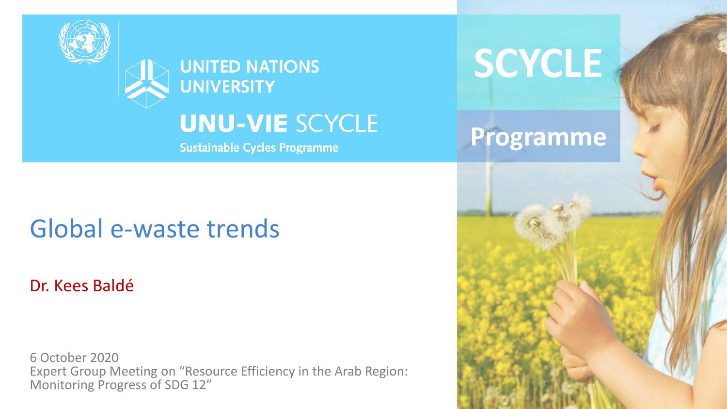UNITED NATIONS UNIVERSITY

UNU-VIE SCYCLE

Sustainable Cycles Programme

SCYCLE

Programme

# Global e-waste trends

Dr. Kees Baldé

6 October 2020
Expert Group Meeting on "Resource Efficiency in the Arab Region: Monitoring Progress of SDG 12"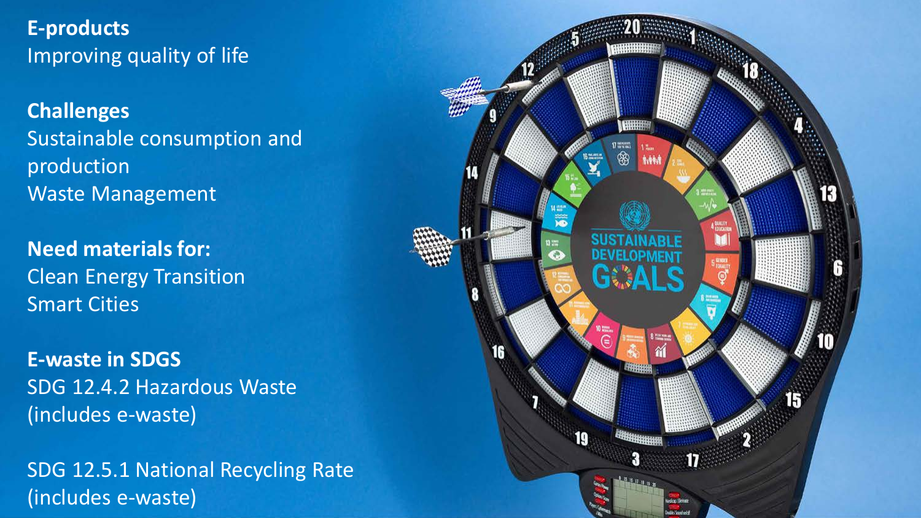**E-products**
Improving quality of life

**Challenges**
Sustainable consumption and production
Waste Management

**Need materials for:**
Clean Energy Transition
Smart Cities

**E-waste in SDGS**
SDG 12.4.2 Hazardous Waste (includes e-waste)

SDG 12.5.1 National Recycling Rate (includes e-waste)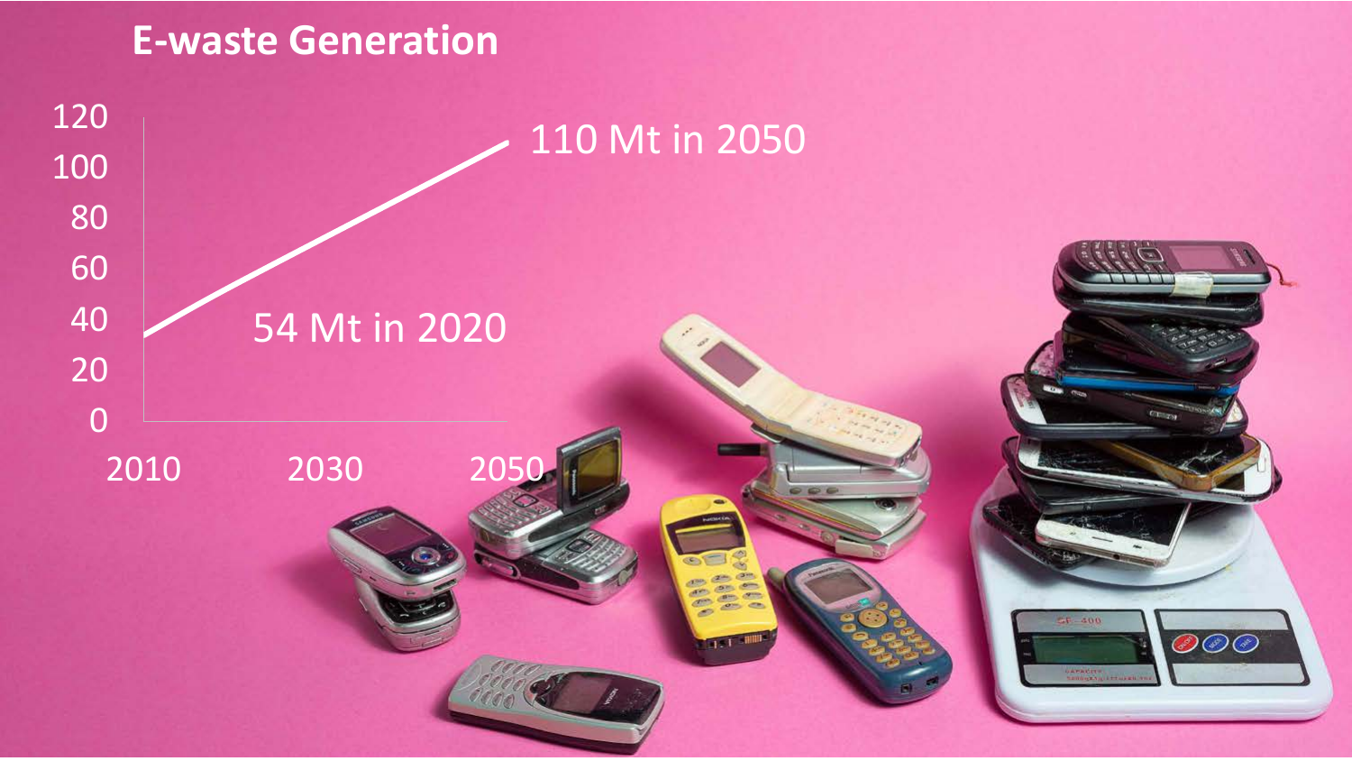## E-waste Generation

110 Mt in 2050

54 Mt in 2020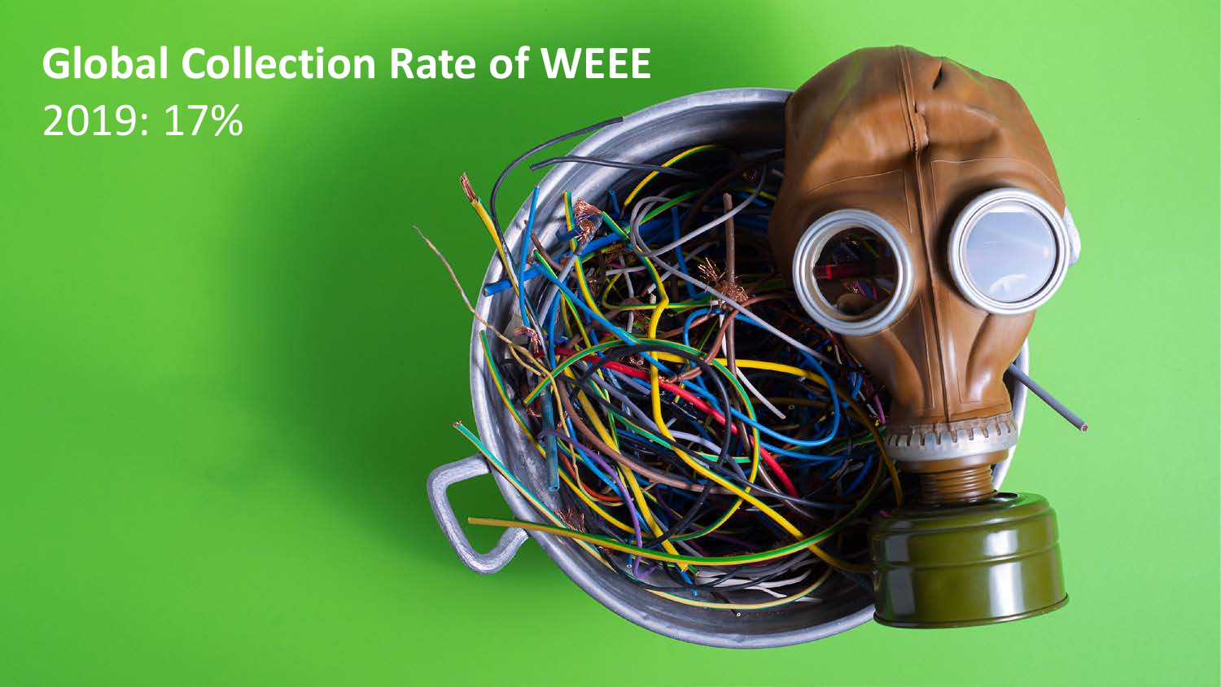# Global Collection Rate of WEEE

2019: 17%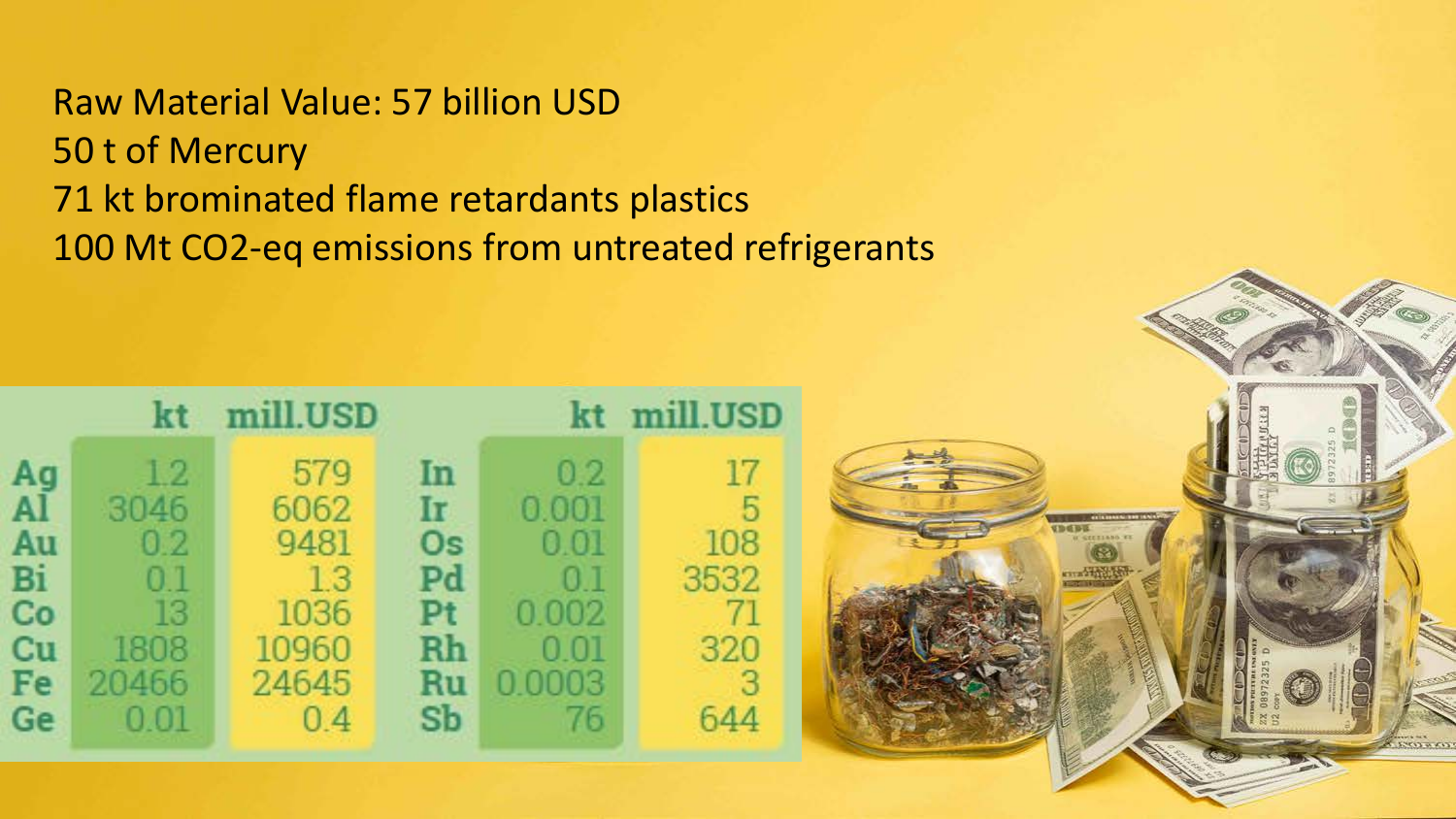Raw Material Value: 57 billion USD
50 t of Mercury
71 kt brominated flame retardants plastics
100 Mt $CO_2$-eq emissions from untreated refrigerants

|  | kt | mill.USD |  | kt | mill.USD |
|---|---|---|---|---|---|
| Ag | 1.2 | 579 | In | 0.2 | 17 |
| Al | 3046 | 6062 | Ir | 0.001 | 5 |
| Au | 0.2 | 9481 | Os | 0.01 | 108 |
| Bi | 0.1 | 1.3 | Pd | 0.1 | 3532 |
| Co | 13 | 1036 | Pt | 0.002 | 71 |
| Cu | 1808 | 10960 | Rh | 0.01 | 320 |
| Fe | 20466 | 24645 | Ru | 0.0003 | 3 |
| Ge | 0.01 | 0.4 | Sb | 76 | 644 |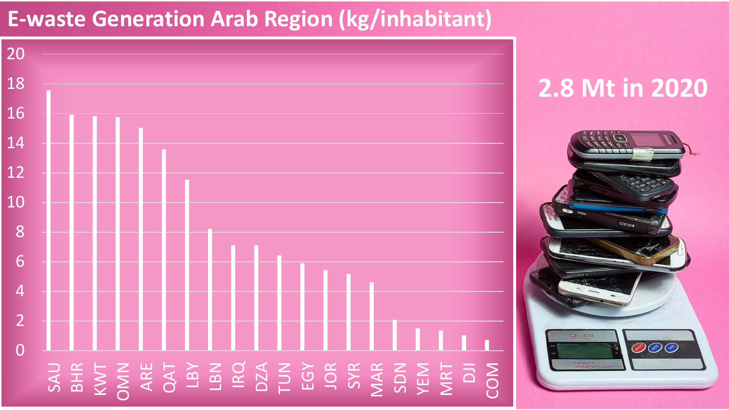# E-waste Generation Arab Region (kg/inhabitant)

20
18
16
14
12
10
8
6
4
2
0

SAU BHR KWT OMN ARE QAT LBY LBN IRQ DZA TUN EGY JOR SYR MAR SDN YEM MRT DJI COM

**2.8 Mt in 2020**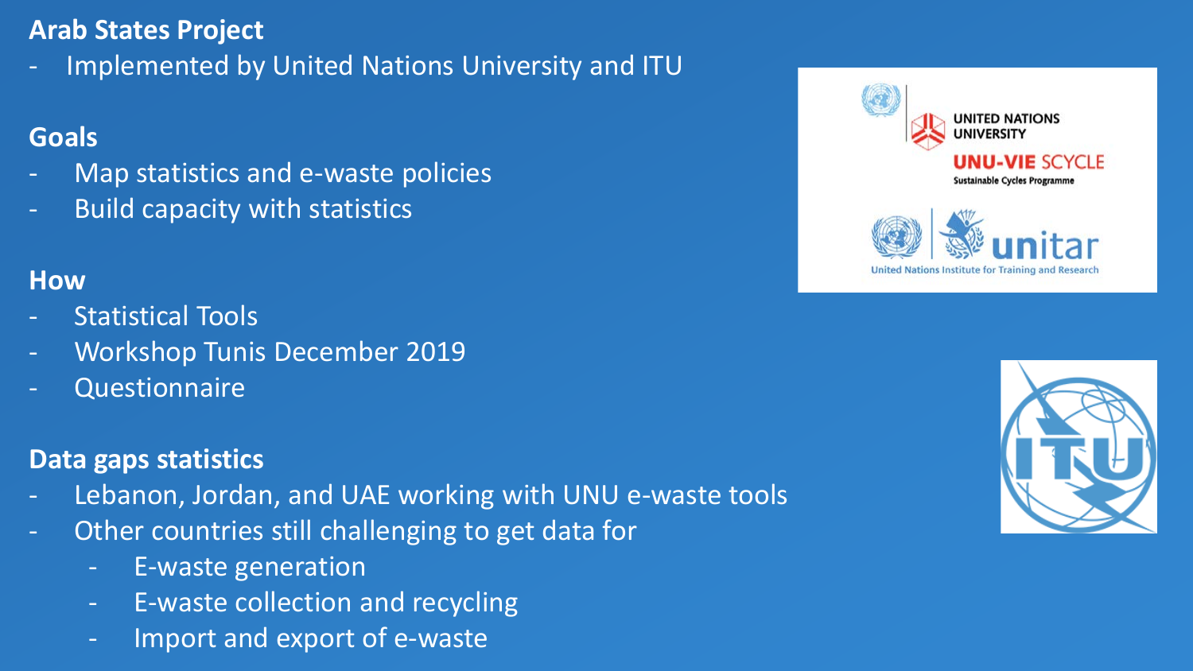**Arab States Project**

- Implemented by United Nations University and ITU

**Goals**

- Map statistics and e-waste policies
- Build capacity with statistics

**How**

- Statistical Tools
- Workshop Tunis December 2019
- Questionnaire

**Data gaps statistics**

- Lebanon, Jordan, and UAE working with UNU e-waste tools
- Other countries still challenging to get data for
  - E-waste generation
  - E-waste collection and recycling
  - Import and export of e-waste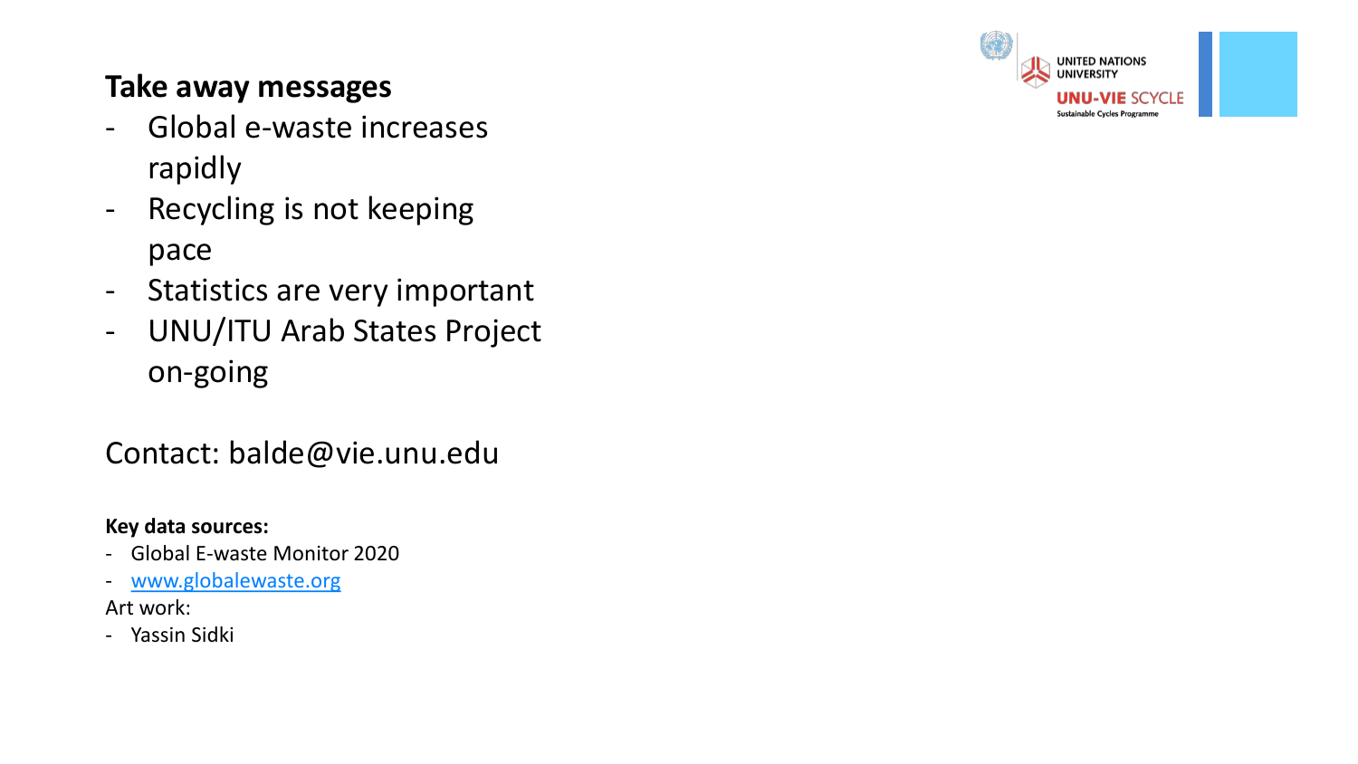## Take away messages

- Global e-waste increases rapidly
- Recycling is not keeping pace
- Statistics are very important
- UNU/ITU Arab States Project on-going

Contact: balde@vie.unu.edu

**Key data sources:**

- Global E-waste Monitor 2020
- www.globalewaste.org

Art work:

- Yassin Sidki